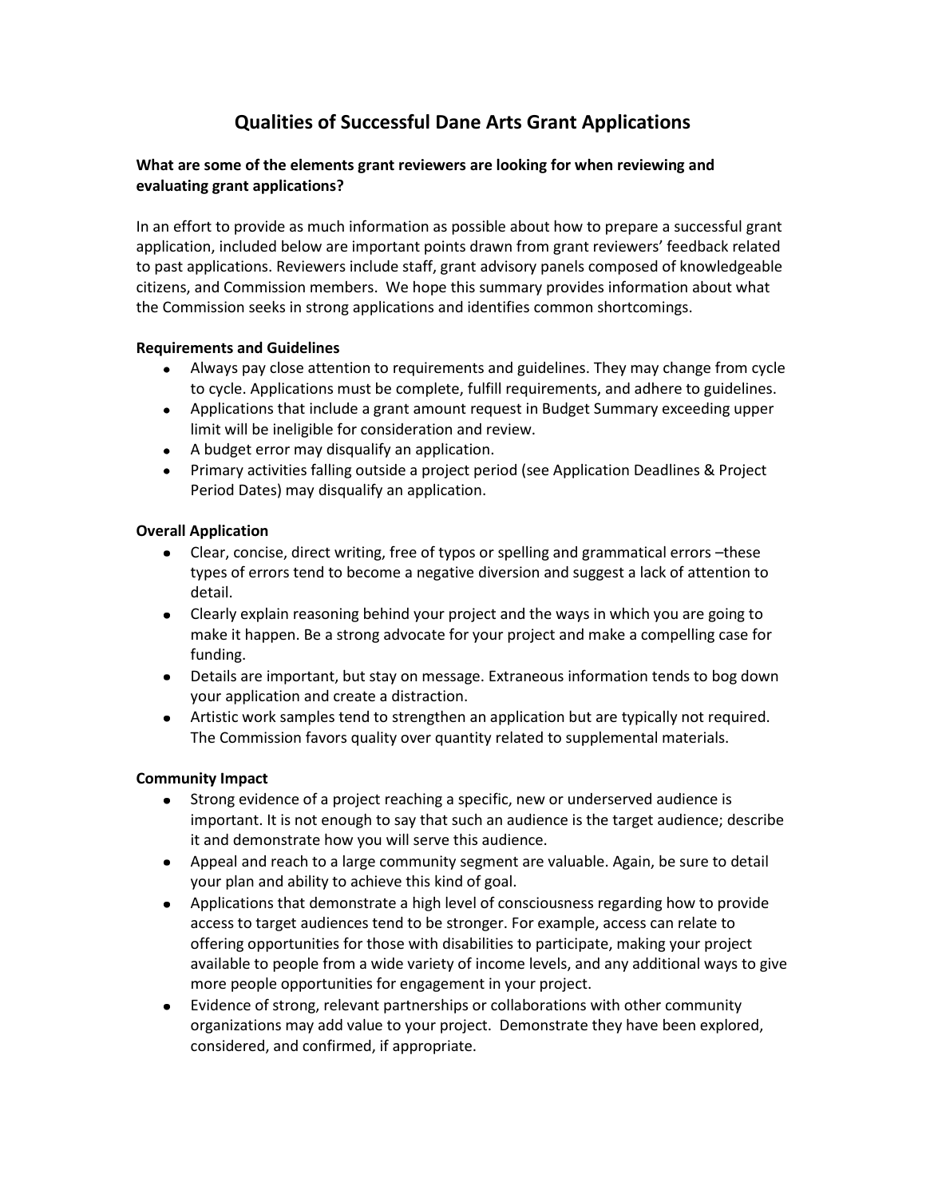# Qualities of Successful Dane Arts Grant Applications

### What are some of the elements grant reviewers are looking for when reviewing and evaluating grant applications?

In an effort to provide as much information as possible about how to prepare a successful grant application, included below are important points drawn from grant reviewers' feedback related to past applications. Reviewers include staff, grant advisory panels composed of knowledgeable citizens, and Commission members. We hope this summary provides information about what the Commission seeks in strong applications and identifies common shortcomings.

**Requirements and Guidelines**

- Always pay close attention to requirements and guidelines. They may change from cycle to cycle. Applications must be complete, fulfill requirements, and adhere to guidelines.
- Applications that include a grant amount request in Budget Summary exceeding upper limit will be ineligible for consideration and review.
- A budget error may disqualify an application.
- Primary activities falling outside a project period (see Application Deadlines & Project Period Dates) may disqualify an application.

**Overall Application**

- Clear, concise, direct writing, free of typos or spelling and grammatical errors –these types of errors tend to become a negative diversion and suggest a lack of attention to detail.
- Clearly explain reasoning behind your project and the ways in which you are going to make it happen. Be a strong advocate for your project and make a compelling case for funding.
- Details are important, but stay on message. Extraneous information tends to bog down your application and create a distraction.
- Artistic work samples tend to strengthen an application but are typically not required. The Commission favors quality over quantity related to supplemental materials.

**Community Impact**

- Strong evidence of a project reaching a specific, new or underserved audience is important. It is not enough to say that such an audience is the target audience; describe it and demonstrate how you will serve this audience.
- Appeal and reach to a large community segment are valuable. Again, be sure to detail your plan and ability to achieve this kind of goal.
- Applications that demonstrate a high level of consciousness regarding how to provide access to target audiences tend to be stronger. For example, access can relate to offering opportunities for those with disabilities to participate, making your project available to people from a wide variety of income levels, and any additional ways to give more people opportunities for engagement in your project.
- Evidence of strong, relevant partnerships or collaborations with other community organizations may add value to your project. Demonstrate they have been explored, considered, and confirmed, if appropriate.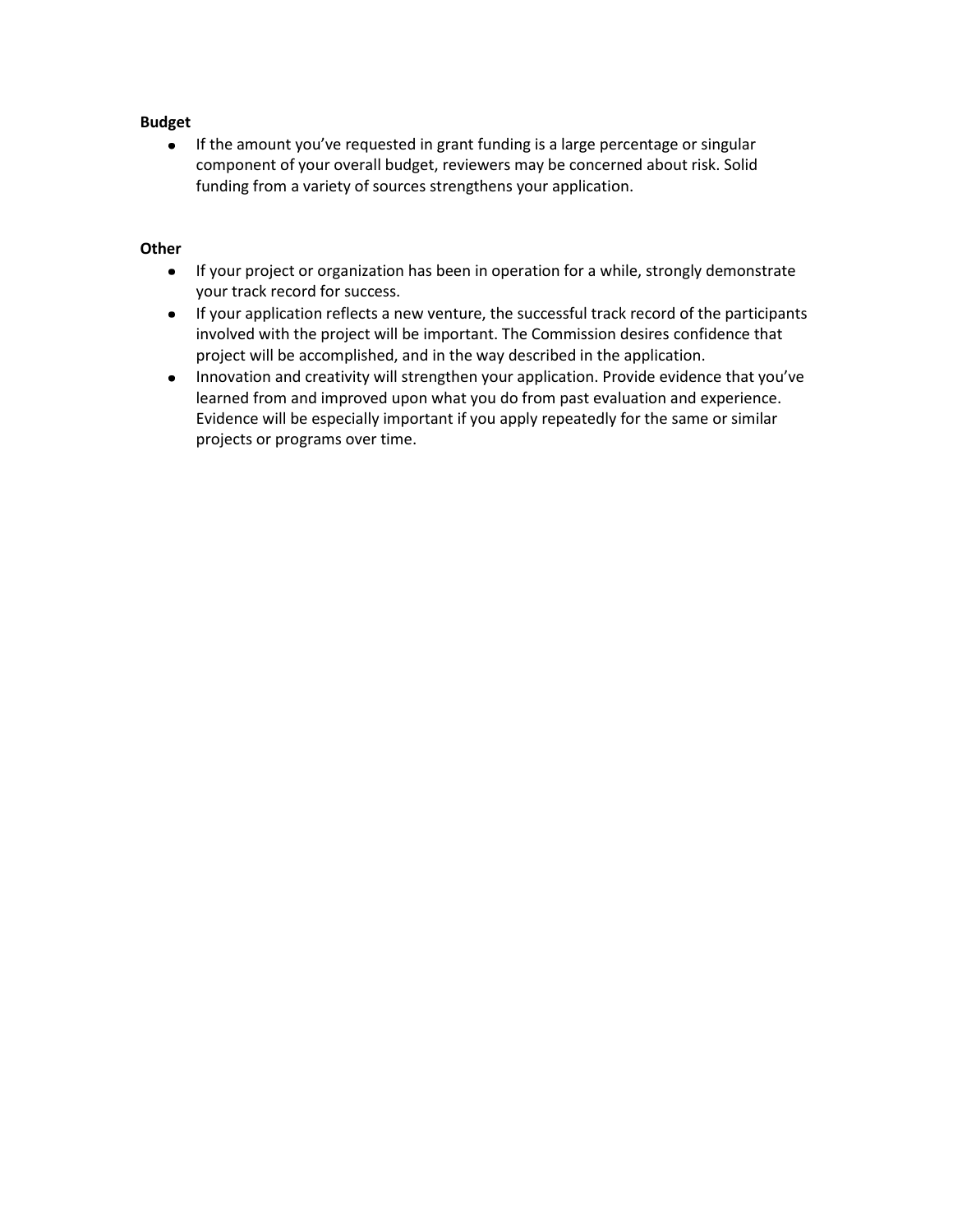**Budget**

- If the amount you've requested in grant funding is a large percentage or singular component of your overall budget, reviewers may be concerned about risk. Solid funding from a variety of sources strengthens your application.

**Other**

- If your project or organization has been in operation for a while, strongly demonstrate your track record for success.
- If your application reflects a new venture, the successful track record of the participants involved with the project will be important. The Commission desires confidence that project will be accomplished, and in the way described in the application.
- Innovation and creativity will strengthen your application. Provide evidence that you've learned from and improved upon what you do from past evaluation and experience. Evidence will be especially important if you apply repeatedly for the same or similar projects or programs over time.